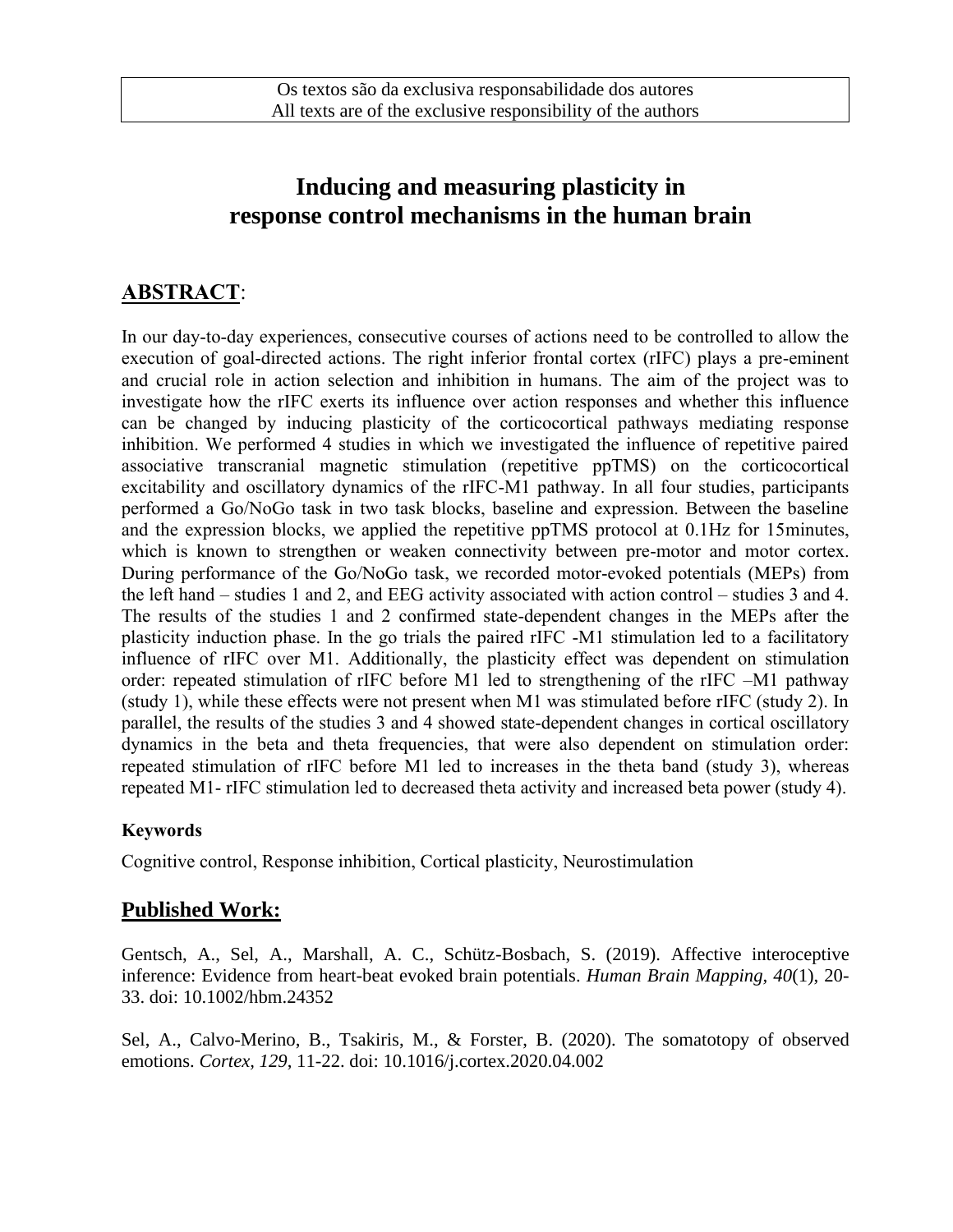Os textos são da exclusiva responsabilidade dos autores
All texts are of the exclusive responsibility of the authors

# Inducing and measuring plasticity in response control mechanisms in the human brain

## ABSTRACT:

In our day-to-day experiences, consecutive courses of actions need to be controlled to allow the execution of goal-directed actions. The right inferior frontal cortex (rIFC) plays a pre-eminent and crucial role in action selection and inhibition in humans. The aim of the project was to investigate how the rIFC exerts its influence over action responses and whether this influence can be changed by inducing plasticity of the corticocortical pathways mediating response inhibition. We performed 4 studies in which we investigated the influence of repetitive paired associative transcranial magnetic stimulation (repetitive ppTMS) on the corticocortical excitability and oscillatory dynamics of the rIFC-M1 pathway. In all four studies, participants performed a Go/NoGo task in two task blocks, baseline and expression. Between the baseline and the expression blocks, we applied the repetitive ppTMS protocol at 0.1Hz for 15minutes, which is known to strengthen or weaken connectivity between pre-motor and motor cortex. During performance of the Go/NoGo task, we recorded motor-evoked potentials (MEPs) from the left hand – studies 1 and 2, and EEG activity associated with action control – studies 3 and 4. The results of the studies 1 and 2 confirmed state-dependent changes in the MEPs after the plasticity induction phase. In the go trials the paired rIFC -M1 stimulation led to a facilitatory influence of rIFC over M1. Additionally, the plasticity effect was dependent on stimulation order: repeated stimulation of rIFC before M1 led to strengthening of the rIFC –M1 pathway (study 1), while these effects were not present when M1 was stimulated before rIFC (study 2). In parallel, the results of the studies 3 and 4 showed state-dependent changes in cortical oscillatory dynamics in the beta and theta frequencies, that were also dependent on stimulation order: repeated stimulation of rIFC before M1 led to increases in the theta band (study 3), whereas repeated M1- rIFC stimulation led to decreased theta activity and increased beta power (study 4).

**Keywords**

Cognitive control, Response inhibition, Cortical plasticity, Neurostimulation

## Published Work:

Gentsch, A., Sel, A., Marshall, A. C., Schütz-Bosbach, S. (2019). Affective interoceptive inference: Evidence from heart-beat evoked brain potentials. *Human Brain Mapping, 40*(1), 20-33. doi: 10.1002/hbm.24352

Sel, A., Calvo-Merino, B., Tsakiris, M., & Forster, B. (2020). The somatotopy of observed emotions. *Cortex, 129*, 11-22. doi: 10.1016/j.cortex.2020.04.002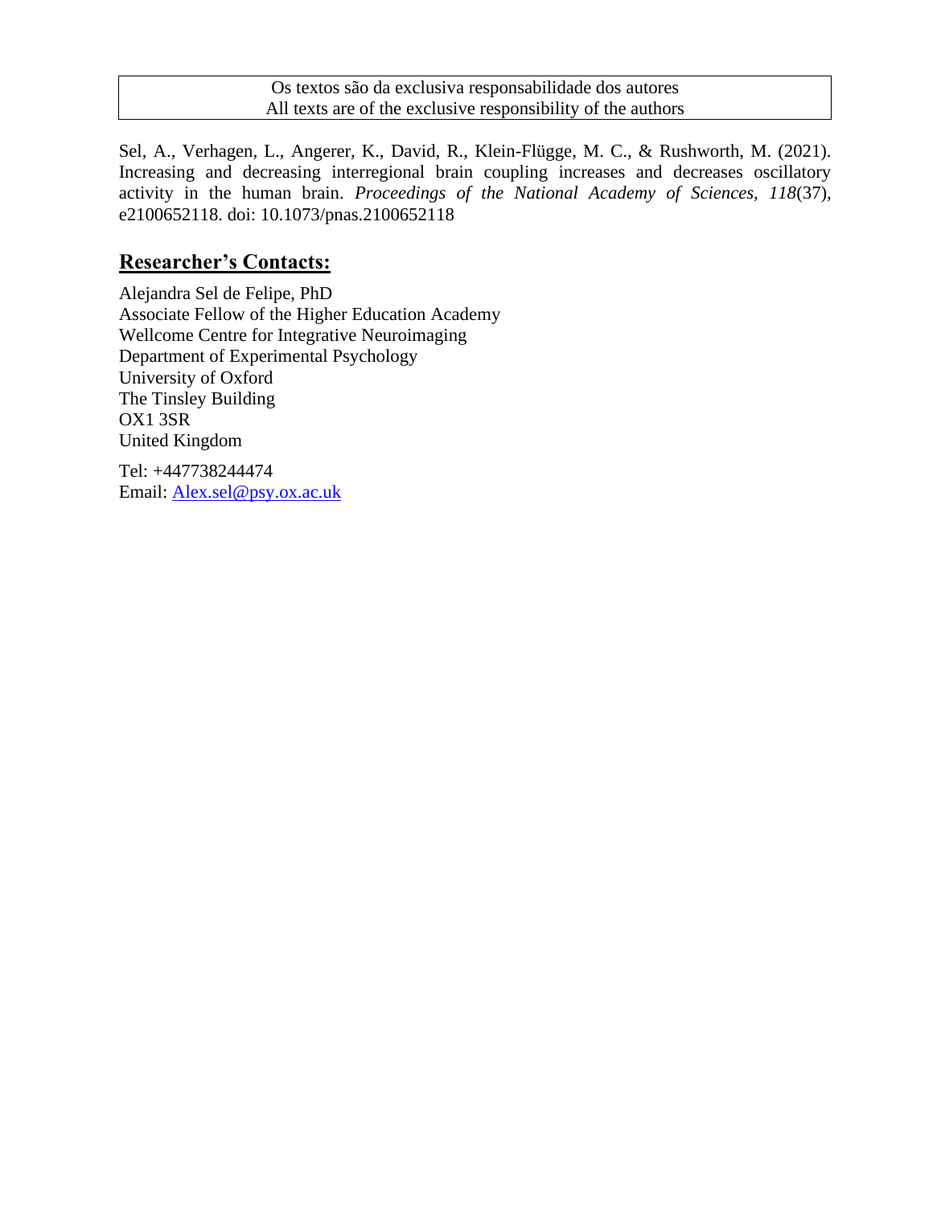Os textos são da exclusiva responsabilidade dos autores
All texts are of the exclusive responsibility of the authors

Sel, A., Verhagen, L., Angerer, K., David, R., Klein-Flügge, M. C., & Rushworth, M. (2021). Increasing and decreasing interregional brain coupling increases and decreases oscillatory activity in the human brain. *Proceedings of the National Academy of Sciences, 118*(37), e2100652118. doi: 10.1073/pnas.2100652118

## Researcher's Contacts:

Alejandra Sel de Felipe, PhD
Associate Fellow of the Higher Education Academy
Wellcome Centre for Integrative Neuroimaging
Department of Experimental Psychology
University of Oxford
The Tinsley Building
OX1 3SR
United Kingdom

Tel: +447738244474
Email: Alex.sel@psy.ox.ac.uk